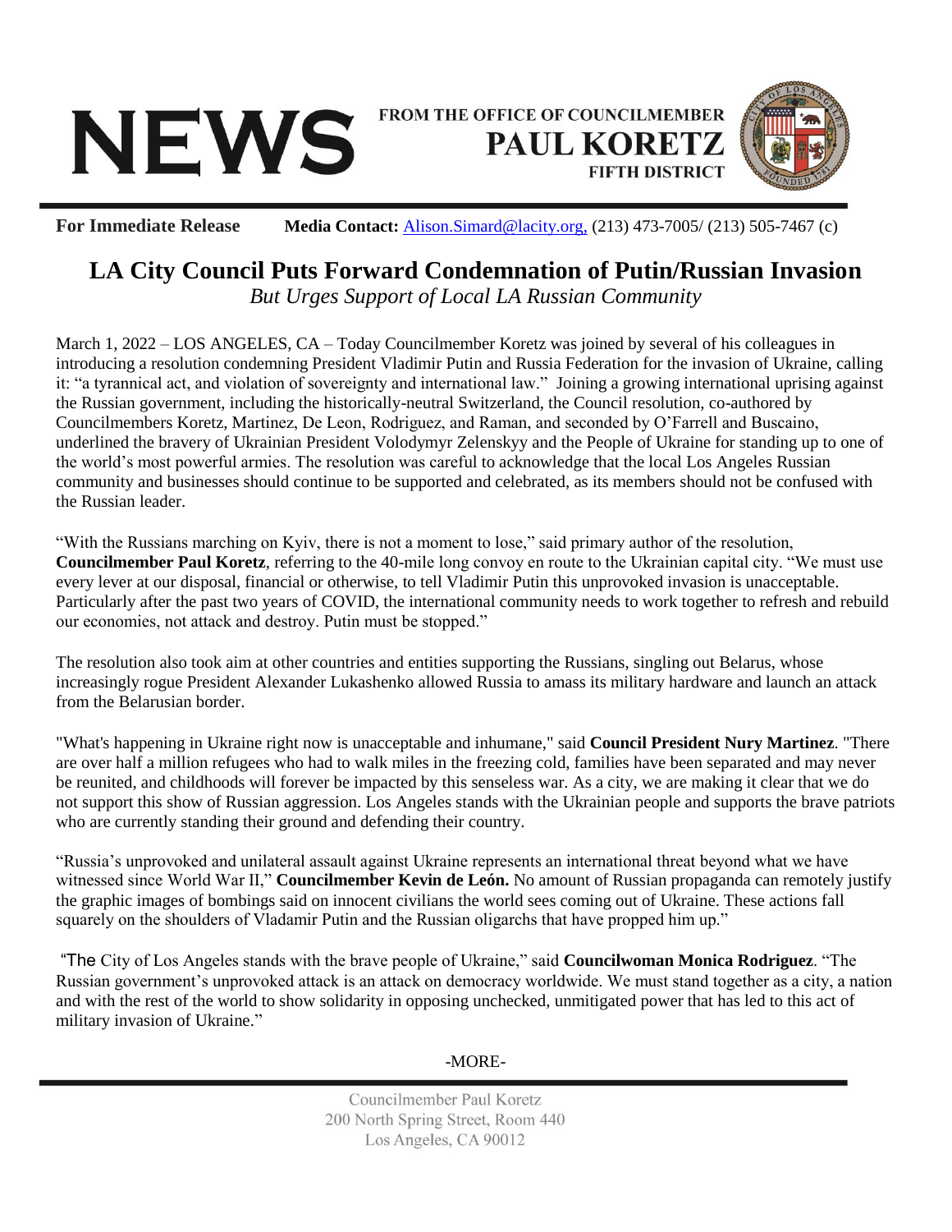# NEWS

FROM THE OFFICE OF COUNCILMEMBER
**PAUL KORETZ**
FIFTH DISTRICT

**For Immediate Release** **Media Contact:** Alison.Simard@lacity.org, (213) 473-7005/ (213) 505-7467 (c)

## LA City Council Puts Forward Condemnation of Putin/Russian Invasion

*But Urges Support of Local LA Russian Community*

March 1, 2022 – LOS ANGELES, CA – Today Councilmember Koretz was joined by several of his colleagues in introducing a resolution condemning President Vladimir Putin and Russia Federation for the invasion of Ukraine, calling it: "a tyrannical act, and violation of sovereignty and international law." Joining a growing international uprising against the Russian government, including the historically-neutral Switzerland, the Council resolution, co-authored by Councilmembers Koretz, Martinez, De Leon, Rodriguez, and Raman, and seconded by O'Farrell and Buscaino, underlined the bravery of Ukrainian President Volodymyr Zelenskyy and the People of Ukraine for standing up to one of the world's most powerful armies. The resolution was careful to acknowledge that the local Los Angeles Russian community and businesses should continue to be supported and celebrated, as its members should not be confused with the Russian leader.

"With the Russians marching on Kyiv, there is not a moment to lose," said primary author of the resolution, **Councilmember Paul Koretz**, referring to the 40-mile long convoy en route to the Ukrainian capital city. "We must use every lever at our disposal, financial or otherwise, to tell Vladimir Putin this unprovoked invasion is unacceptable. Particularly after the past two years of COVID, the international community needs to work together to refresh and rebuild our economies, not attack and destroy. Putin must be stopped."

The resolution also took aim at other countries and entities supporting the Russians, singling out Belarus, whose increasingly rogue President Alexander Lukashenko allowed Russia to amass its military hardware and launch an attack from the Belarusian border.

"What's happening in Ukraine right now is unacceptable and inhumane," said **Council President Nury Martinez**. "There are over half a million refugees who had to walk miles in the freezing cold, families have been separated and may never be reunited, and childhoods will forever be impacted by this senseless war. As a city, we are making it clear that we do not support this show of Russian aggression. Los Angeles stands with the Ukrainian people and supports the brave patriots who are currently standing their ground and defending their country.

"Russia's unprovoked and unilateral assault against Ukraine represents an international threat beyond what we have witnessed since World War II," **Councilmember Kevin de León.** No amount of Russian propaganda can remotely justify the graphic images of bombings said on innocent civilians the world sees coming out of Ukraine. These actions fall squarely on the shoulders of Vladamir Putin and the Russian oligarchs that have propped him up."

"The City of Los Angeles stands with the brave people of Ukraine," said **Councilwoman Monica Rodriguez**. "The Russian government's unprovoked attack is an attack on democracy worldwide. We must stand together as a city, a nation and with the rest of the world to show solidarity in opposing unchecked, unmitigated power that has led to this act of military invasion of Ukraine."

-MORE-

Councilmember Paul Koretz
200 North Spring Street, Room 440
Los Angeles, CA 90012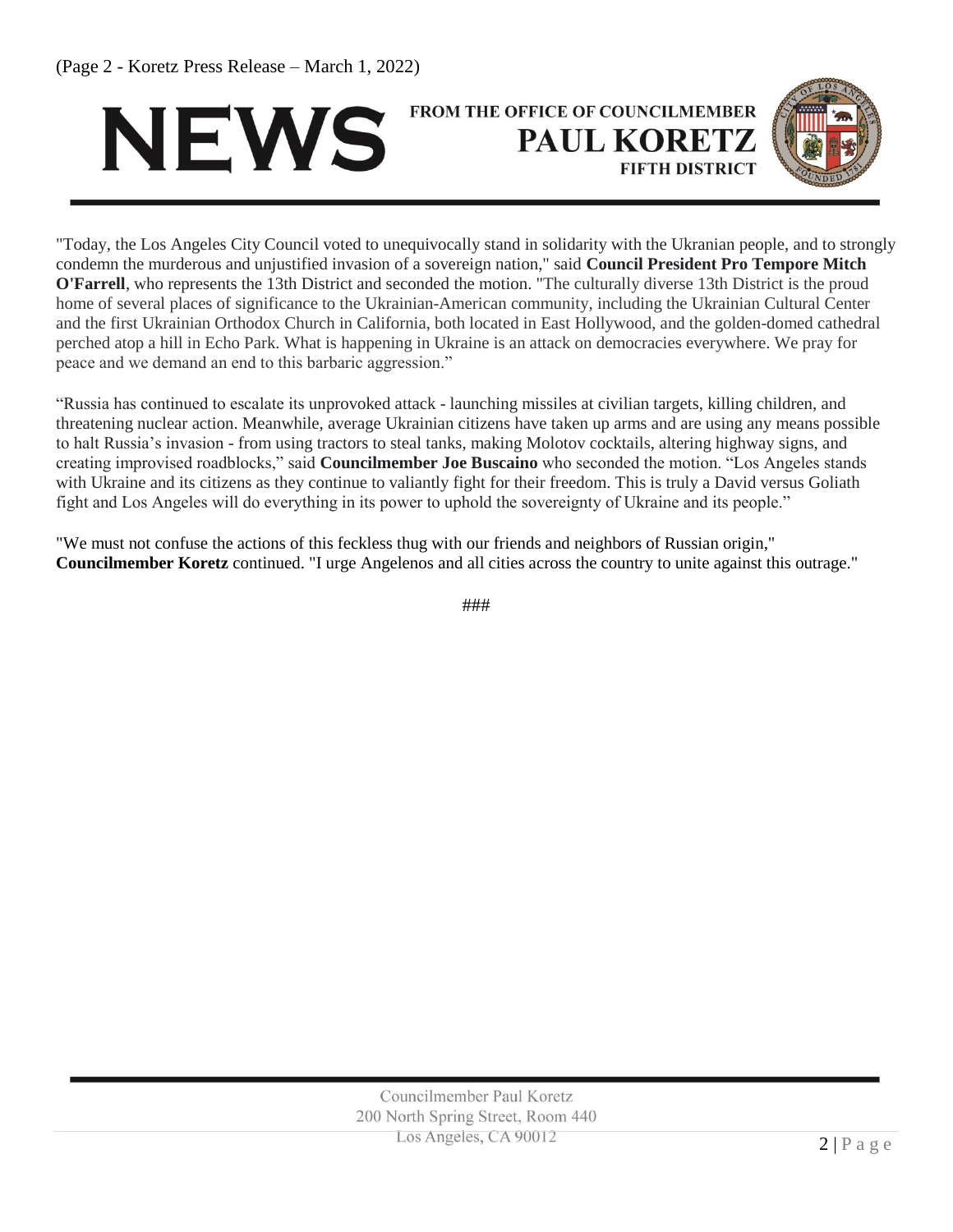"Today, the Los Angeles City Council voted to unequivocally stand in solidarity with the Ukranian people, and to strongly condemn the murderous and unjustified invasion of a sovereign nation," said **Council President Pro Tempore Mitch O'Farrell**, who represents the 13th District and seconded the motion. "The culturally diverse 13th District is the proud home of several places of significance to the Ukrainian-American community, including the Ukrainian Cultural Center and the first Ukrainian Orthodox Church in California, both located in East Hollywood, and the golden-domed cathedral perched atop a hill in Echo Park. What is happening in Ukraine is an attack on democracies everywhere. We pray for peace and we demand an end to this barbaric aggression."

"Russia has continued to escalate its unprovoked attack - launching missiles at civilian targets, killing children, and threatening nuclear action. Meanwhile, average Ukrainian citizens have taken up arms and are using any means possible to halt Russia's invasion - from using tractors to steal tanks, making Molotov cocktails, altering highway signs, and creating improvised roadblocks," said **Councilmember Joe Buscaino** who seconded the motion. "Los Angeles stands with Ukraine and its citizens as they continue to valiantly fight for their freedom. This is truly a David versus Goliath fight and Los Angeles will do everything in its power to uphold the sovereignty of Ukraine and its people."

"We must not confuse the actions of this feckless thug with our friends and neighbors of Russian origin," **Councilmember Koretz** continued. "I urge Angelenos and all cities across the country to unite against this outrage."

###